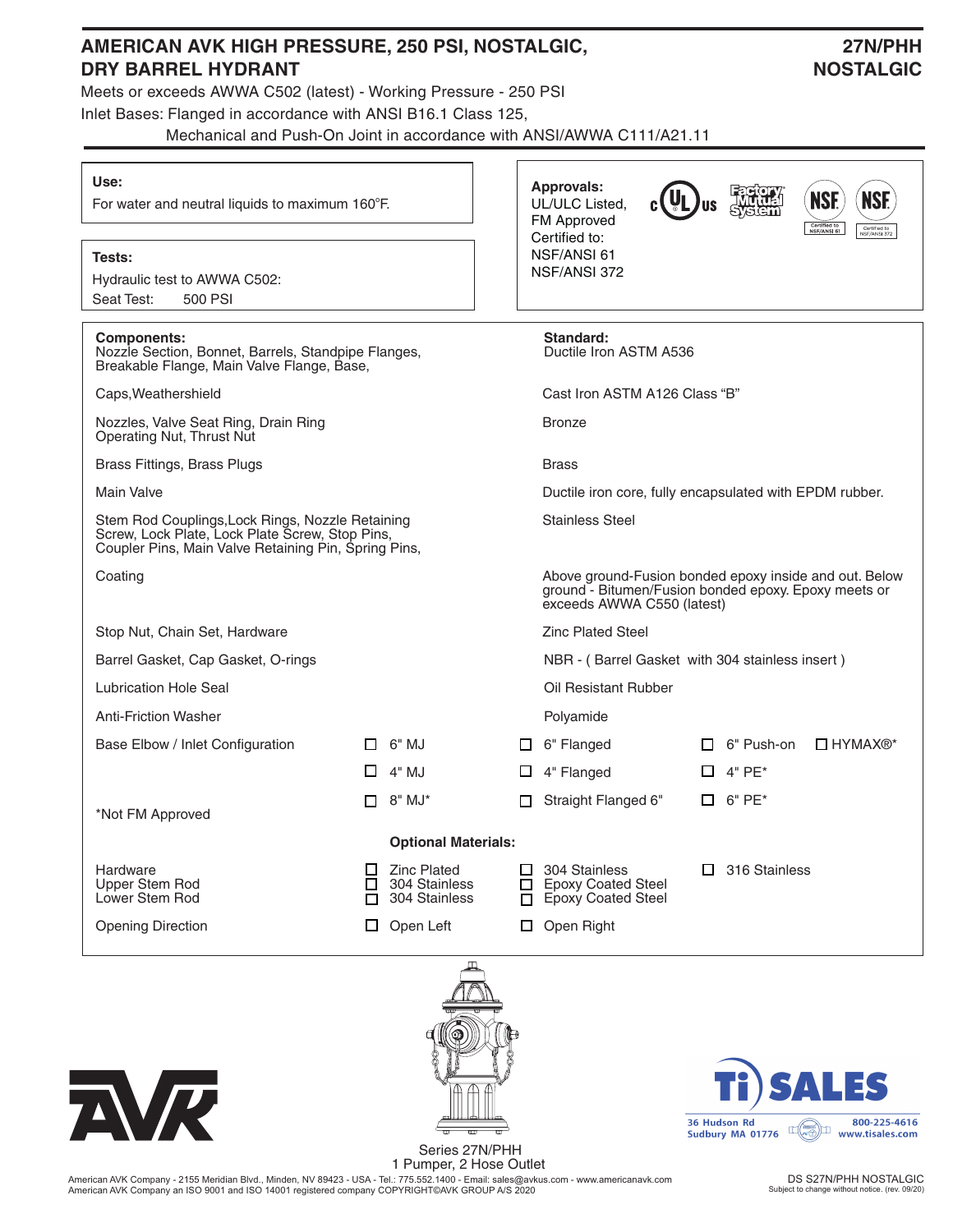# AMERICAN AVK HIGH PRESSURE, 250 PSI, NOSTALGIC, DRY BARREL HYDRANT

**27N/PHH NOSTALGIC**

Meets or exceeds AWWA C502 (latest) - Working Pressure - 250 PSI

Inlet Bases: Flanged in accordance with ANSI B16.1 Class 125,
Mechanical and Push-On Joint in accordance with ANSI/AWWA C111/A21.11

**Use:**
For water and neutral liquids to maximum 160°F.

**Tests:**
Hydraulic test to AWWA C502:
Seat Test: 500 PSI

**Approvals:**
UL/ULC Listed,
FM Approved
Certified to:
NSF/ANSI 61
NSF/ANSI 372

| Components: | Standard: |
|---|---|
| Nozzle Section, Bonnet, Barrels, Standpipe Flanges, Breakable Flange, Main Valve Flange, Base, | Ductile Iron ASTM A536 |
| Caps, Weathershield | Cast Iron ASTM A126 Class "B" |
| Nozzles, Valve Seat Ring, Drain Ring Operating Nut, Thrust Nut | Bronze |
| Brass Fittings, Brass Plugs | Brass |
| Main Valve | Ductile iron core, fully encapsulated with EPDM rubber. |
| Stem Rod Couplings, Lock Rings, Nozzle Retaining Screw, Lock Plate, Lock Plate Screw, Stop Pins, Coupler Pins, Main Valve Retaining Pin, Spring Pins, | Stainless Steel |
| Coating | Above ground-Fusion bonded epoxy inside and out. Below ground - Bitumen/Fusion bonded epoxy. Epoxy meets or exceeds AWWA C550 (latest) |
| Stop Nut, Chain Set, Hardware | Zinc Plated Steel |
| Barrel Gasket, Cap Gasket, O-rings | NBR - ( Barrel Gasket with 304 stainless insert ) |
| Lubrication Hole Seal | Oil Resistant Rubber |
| Anti-Friction Washer | Polyamide |

| Base Elbow / Inlet Configuration | | | | |
|---|---|---|---|---|
| | ☐ 6" MJ | ☐ 6" Flanged | ☐ 6" Push-on | ☐ HYMAX®* |
| | ☐ 4" MJ | ☐ 4" Flanged | ☐ 4" PE* | |
| *Not FM Approved | ☐ 8" MJ* | ☐ Straight Flanged 6" | ☐ 6" PE* | |

**Optional Materials:**

| | | | |
|---|---|---|---|
| Hardware | ☐ Zinc Plated | ☐ 304 Stainless | ☐ 316 Stainless |
| Upper Stem Rod | ☐ 304 Stainless | ☐ Epoxy Coated Steel | |
| Lower Stem Rod | ☐ 304 Stainless | ☐ Epoxy Coated Steel | |
| Opening Direction | ☐ Open Left | ☐ Open Right | |

Series 27N/PHH
1 Pumper, 2 Hose Outlet

Ti SALES
36 Hudson Rd
Sudbury MA 01776
800-225-4616
www.tisales.com

American AVK Company - 2155 Meridian Blvd., Minden, NV 89423 - USA - Tel.: 775.552.1400 - Email: sales@avkus.com - www.americanavk.com
American AVK Company an ISO 9001 and ISO 14001 registered company COPYRIGHT©AVK GROUP A/S 2020

DS S27N/PHH NOSTALGIC
Subject to change without notice. (rev. 09/20)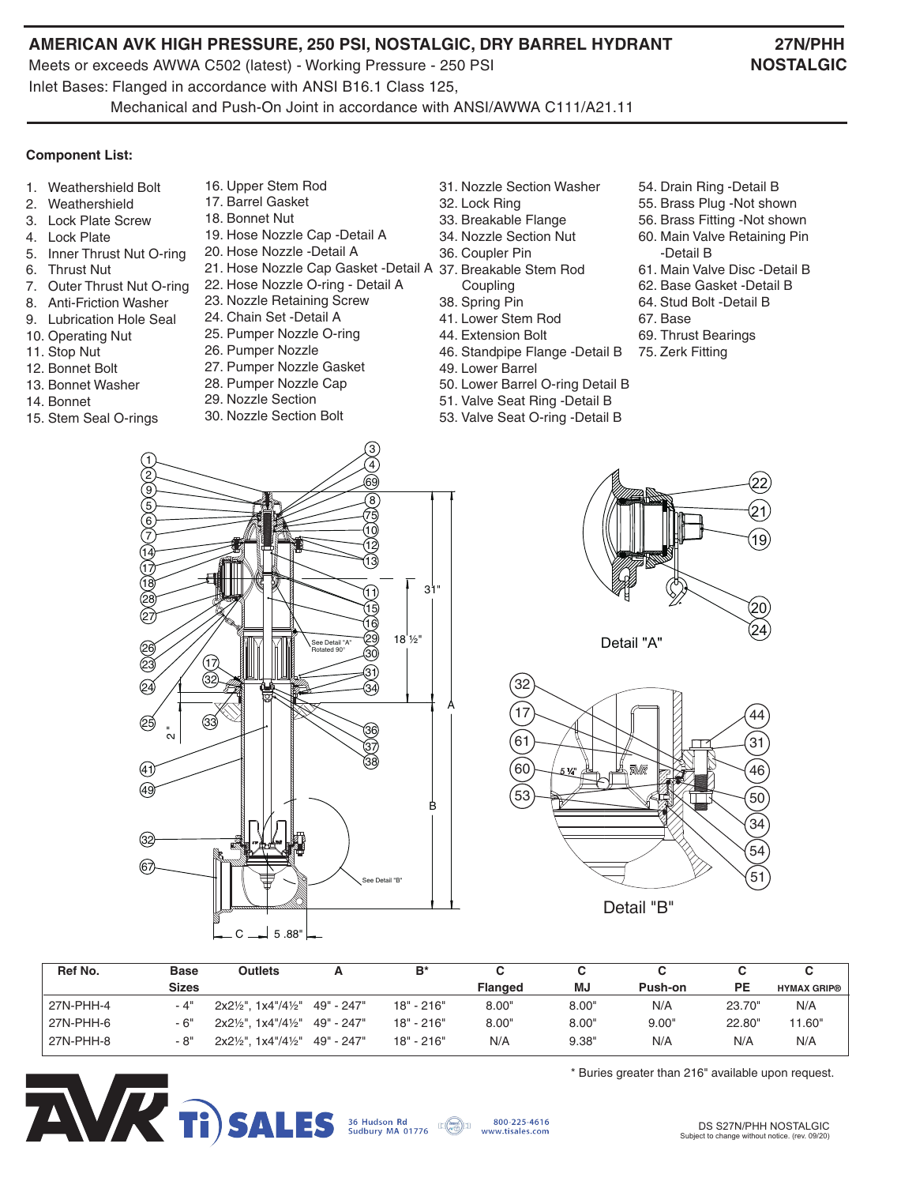# AMERICAN AVK HIGH PRESSURE, 250 PSI, NOSTALGIC, DRY BARREL HYDRANT

**27N/PHH NOSTALGIC**

Meets or exceeds AWWA C502 (latest) - Working Pressure - 250 PSI

Inlet Bases: Flanged in accordance with ANSI B16.1 Class 125,
Mechanical and Push-On Joint in accordance with ANSI/AWWA C111/A21.11

**Component List:**

1. Weathershield Bolt
2. Weathershield
3. Lock Plate Screw
4. Lock Plate
5. Inner Thrust Nut O-ring
6. Thrust Nut
7. Outer Thrust Nut O-ring
8. Anti-Friction Washer
9. Lubrication Hole Seal
10. Operating Nut
11. Stop Nut
12. Bonnet Bolt
13. Bonnet Washer
14. Bonnet
15. Stem Seal O-rings
16. Upper Stem Rod
17. Barrel Gasket
18. Bonnet Nut
19. Hose Nozzle Cap -Detail A
20. Hose Nozzle -Detail A
21. Hose Nozzle Cap Gasket -Detail A
22. Hose Nozzle O-ring - Detail A
23. Nozzle Retaining Screw
24. Chain Set -Detail A
25. Pumper Nozzle O-ring
26. Pumper Nozzle
27. Pumper Nozzle Gasket
28. Pumper Nozzle Cap
29. Nozzle Section
30. Nozzle Section Bolt
31. Nozzle Section Washer
32. Lock Ring
33. Breakable Flange
34. Nozzle Section Nut
36. Coupler Pin
37. Breakable Stem Rod Coupling
38. Spring Pin
41. Lower Stem Rod
44. Extension Bolt
46. Standpipe Flange -Detail B
49. Lower Barrel
50. Lower Barrel O-ring Detail B
51. Valve Seat Ring -Detail B
53. Valve Seat O-ring -Detail B
54. Drain Ring -Detail B
55. Brass Plug -Not shown
56. Brass Fitting -Not shown
60. Main Valve Retaining Pin -Detail B
61. Main Valve Disc -Detail B
62. Base Gasket -Detail B
64. Stud Bolt -Detail B
67. Base
69. Thrust Bearings
75. Zerk Fitting

31"
18 ½"
2"
See Detail "A" Rotated 90°
See Detail "B"
A
B
C
5 .88"
5 ¼"

Detail "A"

Detail "B"

| Ref No. | Base Sizes | Outlets | A | B* | C Flanged | C MJ | C Push-on | C PE | C HYMAX GRIP® |
|---|---|---|---|---|---|---|---|---|---|
| 27N-PHH-4 | - 4" | 2x2½", 1x4"/4½" | 49" - 247" | 18" - 216" | 8.00" | 8.00" | N/A | 23.70" | N/A |
| 27N-PHH-6 | - 6" | 2x2½", 1x4"/4½" | 49" - 247" | 18" - 216" | 8.00" | 8.00" | 9.00" | 22.80" | 11.60" |
| 27N-PHH-8 | - 8" | 2x2½", 1x4"/4½" | 49" - 247" | 18" - 216" | N/A | 9.38" | N/A | N/A | N/A |

* Buries greater than 216" available upon request.

AVK Ti SALES 36 Hudson Rd Sudbury MA 01776 800-225-4616 www.tisales.com

DS S27N/PHH NOSTALGIC
Subject to change without notice. (rev. 09/20)